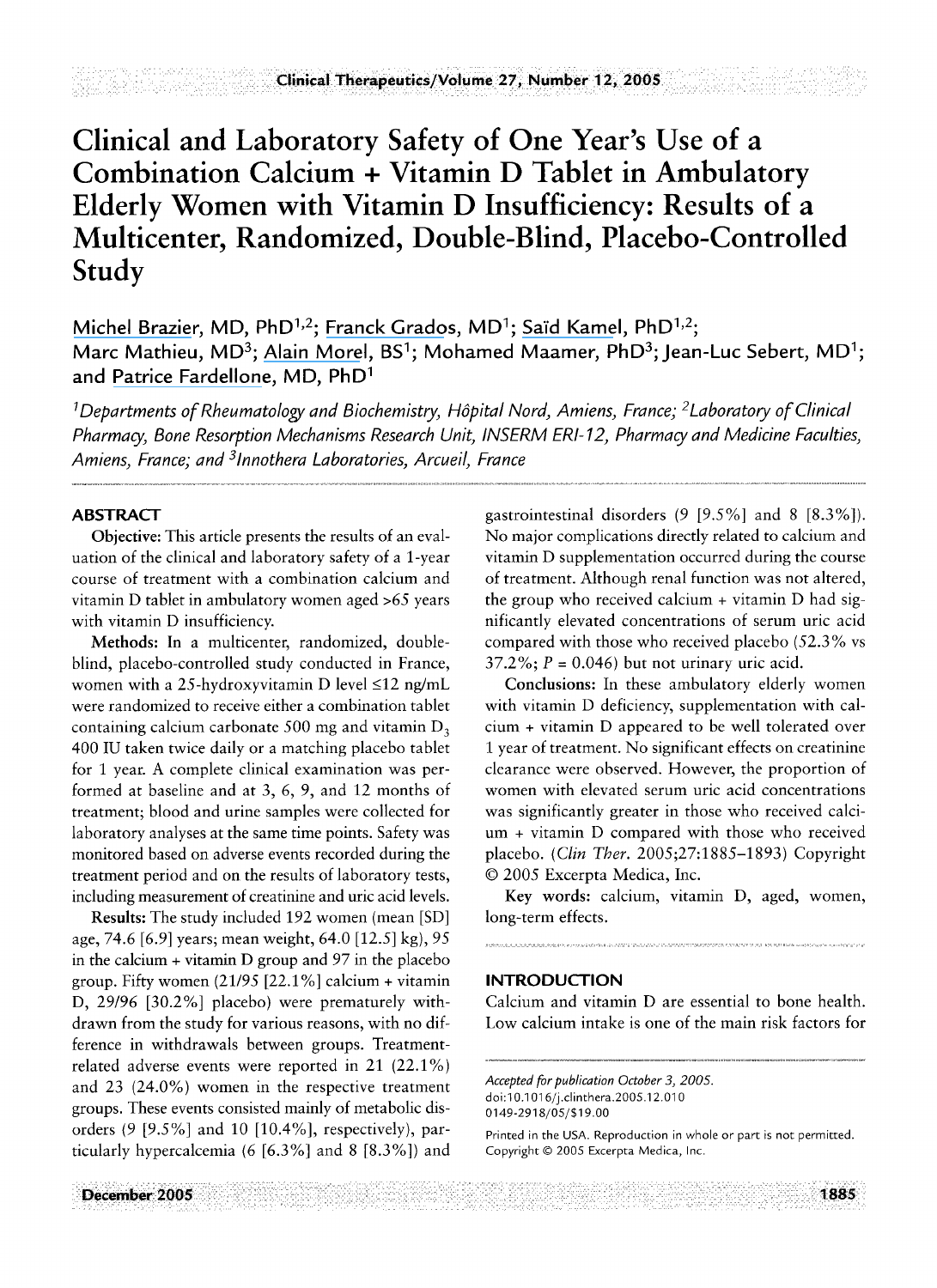# Clinical and Laboratory Safety of One Year's Use of a Combination Calcium + Vitamin D Tablet in Ambulatory Elderly Women with Vitamin D Insufficiency: Results of a Multicenter, Randomized, Double-Blind, Placebo-Controlled Study

Michel Brazier, MD, PhD[1,2]; Franck Grados, MD[1]; Saïd Kamel, PhD[1,2]; Marc Mathieu, MD[3]; Alain Morel, BS[1]; Mohamed Maamer, PhD[3]; Jean-Luc Sebert, MD[1]; and Patrice Fardellone, MD, PhD[1]

*[1]Departments of Rheumatology and Biochemistry, Hôpital Nord, Amiens, France; [2]Laboratory of Clinical Pharmacy, Bone Resorption Mechanisms Research Unit, INSERM ERI-12, Pharmacy and Medicine Faculties, Amiens, France; and [3]Innothera Laboratories, Arcueil, France*

## ABSTRACT

**Objective:** This article presents the results of an evaluation of the clinical and laboratory safety of a 1-year course of treatment with a combination calcium and vitamin D tablet in ambulatory women aged >65 years with vitamin D insufficiency.

**Methods:** In a multicenter, randomized, double-blind, placebo-controlled study conducted in France, women with a 25-hydroxyvitamin D level ≤12 ng/mL were randomized to receive either a combination tablet containing calcium carbonate 500 mg and vitamin $D_3$ 400 IU taken twice daily or a matching placebo tablet for 1 year. A complete clinical examination was performed at baseline and at 3, 6, 9, and 12 months of treatment; blood and urine samples were collected for laboratory analyses at the same time points. Safety was monitored based on adverse events recorded during the treatment period and on the results of laboratory tests, including measurement of creatinine and uric acid levels.

**Results:** The study included 192 women (mean [SD] age, 74.6 [6.9] years; mean weight, 64.0 [12.5] kg), 95 in the calcium + vitamin D group and 97 in the placebo group. Fifty women (21/95 [22.1%] calcium + vitamin D, 29/96 [30.2%] placebo) were prematurely withdrawn from the study for various reasons, with no difference in withdrawals between groups. Treatment-related adverse events were reported in 21 (22.1%) and 23 (24.0%) women in the respective treatment groups. These events consisted mainly of metabolic disorders (9 [9.5%] and 10 [10.4%], respectively), particularly hypercalcemia (6 [6.3%] and 8 [8.3%]) and gastrointestinal disorders (9 [9.5%] and 8 [8.3%]). No major complications directly related to calcium and vitamin D supplementation occurred during the course of treatment. Although renal function was not altered, the group who received calcium + vitamin D had significantly elevated concentrations of serum uric acid compared with those who received placebo (52.3% vs 37.2%; $P = 0.046$) but not urinary uric acid.

**Conclusions:** In these ambulatory elderly women with vitamin D deficiency, supplementation with calcium + vitamin D appeared to be well tolerated over 1 year of treatment. No significant effects on creatinine clearance were observed. However, the proportion of women with elevated serum uric acid concentrations was significantly greater in those who received calcium + vitamin D compared with those who received placebo. (*Clin Ther.* 2005;27:1885–1893) Copyright © 2005 Excerpta Medica, Inc.

**Key words:** calcium, vitamin D, aged, women, long-term effects.

## INTRODUCTION

Calcium and vitamin D are essential to bone health. Low calcium intake is one of the main risk factors for

*Accepted for publication October 3, 2005.*
doi:10.1016/j.clinthera.2005.12.010
0149-2918/05/$19.00

Printed in the USA. Reproduction in whole or part is not permitted.
Copyright © 2005 Excerpta Medica, Inc.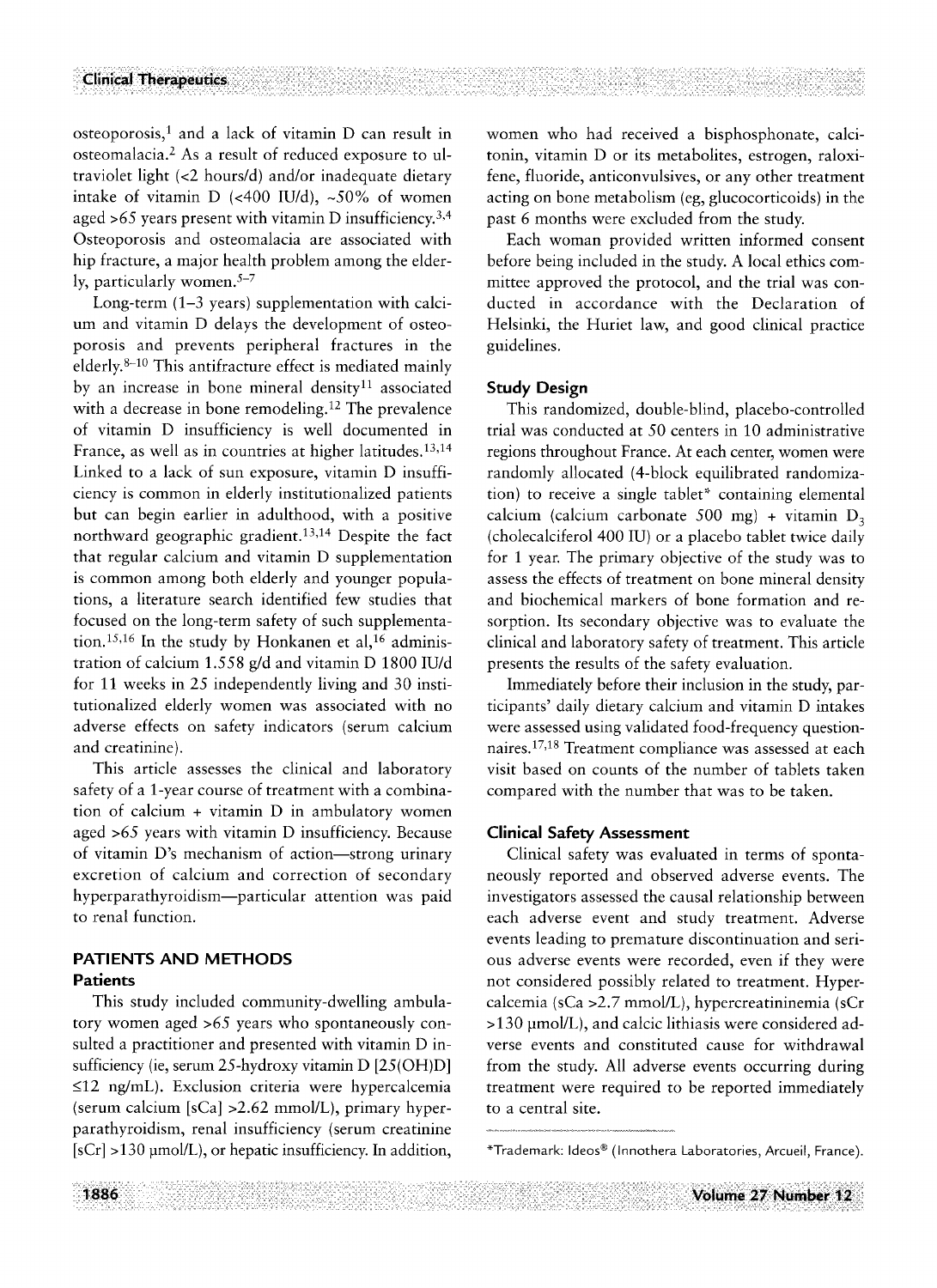osteoporosis,[1] and a lack of vitamin D can result in osteomalacia.[2] As a result of reduced exposure to ultraviolet light (<2 hours/d) and/or inadequate dietary intake of vitamin D (<400 IU/d), ~50% of women aged >65 years present with vitamin D insufficiency.[3,4] Osteoporosis and osteomalacia are associated with hip fracture, a major health problem among the elderly, particularly women.[5–7]

Long-term (1–3 years) supplementation with calcium and vitamin D delays the development of osteoporosis and prevents peripheral fractures in the elderly.[8–10] This antifracture effect is mediated mainly by an increase in bone mineral density[11] associated with a decrease in bone remodeling.[12] The prevalence of vitamin D insufficiency is well documented in France, as well as in countries at higher latitudes.[13,14] Linked to a lack of sun exposure, vitamin D insufficiency is common in elderly institutionalized patients but can begin earlier in adulthood, with a positive northward geographic gradient.[13,14] Despite the fact that regular calcium and vitamin D supplementation is common among both elderly and younger populations, a literature search identified few studies that focused on the long-term safety of such supplementation.[15,16] In the study by Honkanen et al,[16] administration of calcium 1.558 g/d and vitamin D 1800 IU/d for 11 weeks in 25 independently living and 30 institutionalized elderly women was associated with no adverse effects on safety indicators (serum calcium and creatinine).

This article assesses the clinical and laboratory safety of a 1-year course of treatment with a combination of calcium + vitamin D in ambulatory women aged >65 years with vitamin D insufficiency. Because of vitamin D's mechanism of action—strong urinary excretion of calcium and correction of secondary hyperparathyroidism—particular attention was paid to renal function.

## PATIENTS AND METHODS

### Patients

This study included community-dwelling ambulatory women aged >65 years who spontaneously consulted a practitioner and presented with vitamin D insufficiency (ie, serum 25-hydroxy vitamin D [25(OH)D] ≤12 ng/mL). Exclusion criteria were hypercalcemia (serum calcium [sCa] >2.62 mmol/L), primary hyperparathyroidism, renal insufficiency (serum creatinine [sCr] >130 μmol/L), or hepatic insufficiency. In addition, women who had received a bisphosphonate, calcitonin, vitamin D or its metabolites, estrogen, raloxifene, fluoride, anticonvulsives, or any other treatment acting on bone metabolism (eg, glucocorticoids) in the past 6 months were excluded from the study.

Each woman provided written informed consent before being included in the study. A local ethics committee approved the protocol, and the trial was conducted in accordance with the Declaration of Helsinki, the Huriet law, and good clinical practice guidelines.

### Study Design

This randomized, double-blind, placebo-controlled trial was conducted at 50 centers in 10 administrative regions throughout France. At each center, women were randomly allocated (4-block equilibrated randomization) to receive a single tablet* containing elemental calcium (calcium carbonate 500 mg) + vitamin $D_3$ (cholecalciferol 400 IU) or a placebo tablet twice daily for 1 year. The primary objective of the study was to assess the effects of treatment on bone mineral density and biochemical markers of bone formation and resorption. Its secondary objective was to evaluate the clinical and laboratory safety of treatment. This article presents the results of the safety evaluation.

Immediately before their inclusion in the study, participants' daily dietary calcium and vitamin D intakes were assessed using validated food-frequency questionnaires.[17,18] Treatment compliance was assessed at each visit based on counts of the number of tablets taken compared with the number that was to be taken.

### Clinical Safety Assessment

Clinical safety was evaluated in terms of spontaneously reported and observed adverse events. The investigators assessed the causal relationship between each adverse event and study treatment. Adverse events leading to premature discontinuation and serious adverse events were recorded, even if they were not considered possibly related to treatment. Hypercalcemia (sCa >2.7 mmol/L), hypercreatininemia (sCr >130 μmol/L), and calcic lithiasis were considered adverse events and constituted cause for withdrawal from the study. All adverse events occurring during treatment were required to be reported immediately to a central site.

*Trademark: Ideos® (Innothera Laboratories, Arcueil, France).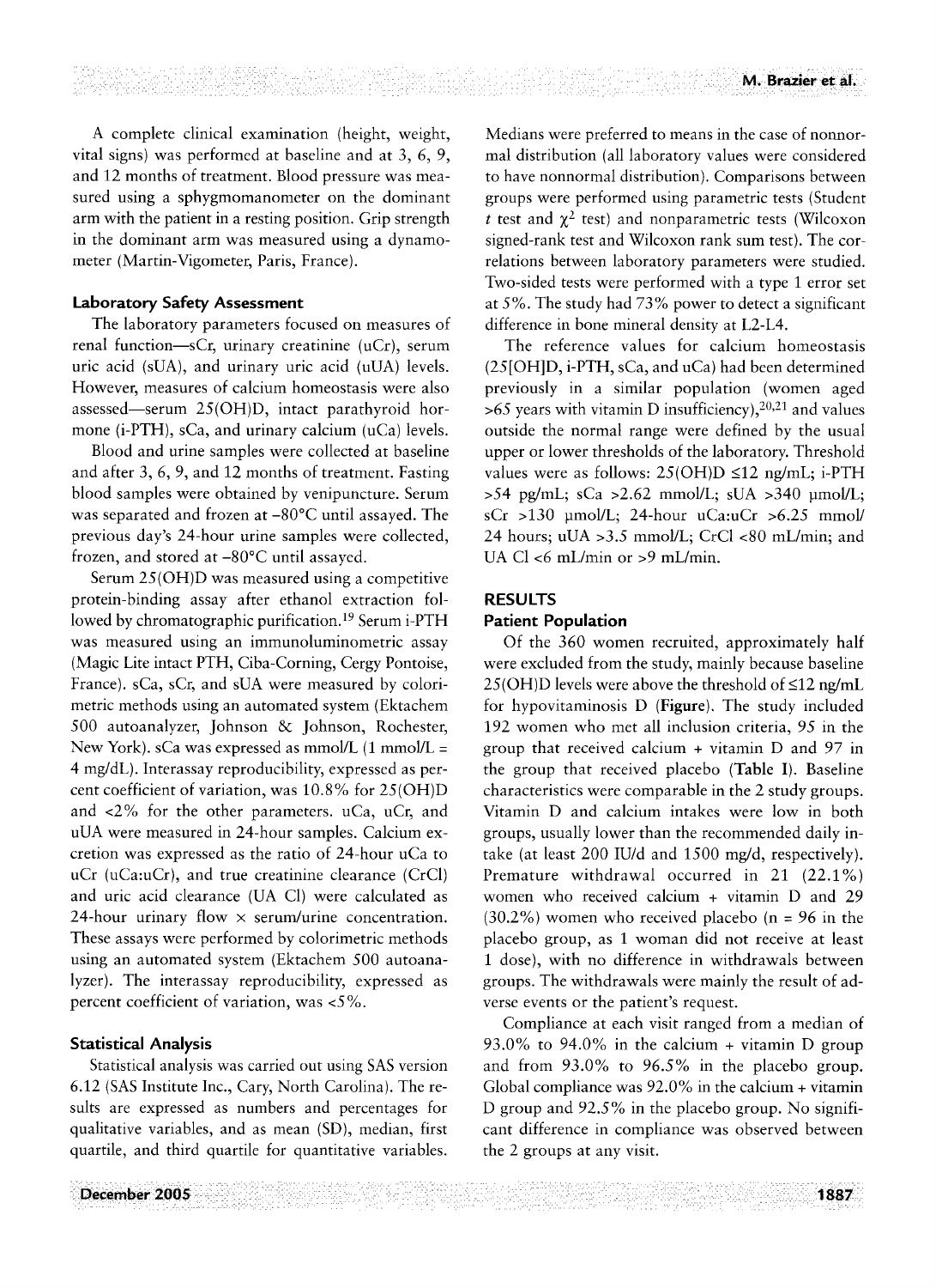A complete clinical examination (height, weight, vital signs) was performed at baseline and at 3, 6, 9, and 12 months of treatment. Blood pressure was measured using a sphygmomanometer on the dominant arm with the patient in a resting position. Grip strength in the dominant arm was measured using a dynamometer (Martin-Vigometer, Paris, France).

### Laboratory Safety Assessment

The laboratory parameters focused on measures of renal function—sCr, urinary creatinine (uCr), serum uric acid (sUA), and urinary uric acid (uUA) levels. However, measures of calcium homeostasis were also assessed—serum 25(OH)D, intact parathyroid hormone (i-PTH), sCa, and urinary calcium (uCa) levels.

Blood and urine samples were collected at baseline and after 3, 6, 9, and 12 months of treatment. Fasting blood samples were obtained by venipuncture. Serum was separated and frozen at –80°C until assayed. The previous day's 24-hour urine samples were collected, frozen, and stored at –80°C until assayed.

Serum 25(OH)D was measured using a competitive protein-binding assay after ethanol extraction followed by chromatographic purification.[19] Serum i-PTH was measured using an immunoluminometric assay (Magic Lite intact PTH, Ciba-Corning, Cergy Pontoise, France). sCa, sCr, and sUA were measured by colorimetric methods using an automated system (Ektachem 500 autoanalyzer, Johnson & Johnson, Rochester, New York). sCa was expressed as mmol/L (1 mmol/L = 4 mg/dL). Interassay reproducibility, expressed as percent coefficient of variation, was 10.8% for 25(OH)D and <2% for the other parameters. uCa, uCr, and uUA were measured in 24-hour samples. Calcium excretion was expressed as the ratio of 24-hour uCa to uCr (uCa:uCr), and true creatinine clearance (CrCl) and uric acid clearance (UA Cl) were calculated as 24-hour urinary flow × serum/urine concentration. These assays were performed by colorimetric methods using an automated system (Ektachem 500 autoanalyzer). The interassay reproducibility, expressed as percent coefficient of variation, was <5%.

### Statistical Analysis

Statistical analysis was carried out using SAS version 6.12 (SAS Institute Inc., Cary, North Carolina). The results are expressed as numbers and percentages for qualitative variables, and as mean (SD), median, first quartile, and third quartile for quantitative variables. Medians were preferred to means in the case of nonnormal distribution (all laboratory values were considered to have nonnormal distribution). Comparisons between groups were performed using parametric tests (Student *t* test and $\chi^2$ test) and nonparametric tests (Wilcoxon signed-rank test and Wilcoxon rank sum test). The correlations between laboratory parameters were studied. Two-sided tests were performed with a type 1 error set at 5%. The study had 73% power to detect a significant difference in bone mineral density at L2-L4.

The reference values for calcium homeostasis (25[OH]D, i-PTH, sCa, and uCa) had been determined previously in a similar population (women aged >65 years with vitamin D insufficiency),[20,21] and values outside the normal range were defined by the usual upper or lower thresholds of the laboratory. Threshold values were as follows: 25(OH)D ≤12 ng/mL; i-PTH >54 pg/mL; sCa >2.62 mmol/L; sUA >340 µmol/L; sCr >130 µmol/L; 24-hour uCa:uCr >6.25 mmol/24 hours; uUA >3.5 mmol/L; CrCl <80 mL/min; and UA Cl <6 mL/min or >9 mL/min.

## RESULTS

### Patient Population

Of the 360 women recruited, approximately half were excluded from the study, mainly because baseline 25(OH)D levels were above the threshold of ≤12 ng/mL for hypovitaminosis D (**Figure**). The study included 192 women who met all inclusion criteria, 95 in the group that received calcium + vitamin D and 97 in the group that received placebo (**Table I**). Baseline characteristics were comparable in the 2 study groups. Vitamin D and calcium intakes were low in both groups, usually lower than the recommended daily intake (at least 200 IU/d and 1500 mg/d, respectively). Premature withdrawal occurred in 21 (22.1%) women who received calcium + vitamin D and 29 (30.2%) women who received placebo (n = 96 in the placebo group, as 1 woman did not receive at least 1 dose), with no difference in withdrawals between groups. The withdrawals were mainly the result of adverse events or the patient's request.

Compliance at each visit ranged from a median of 93.0% to 94.0% in the calcium + vitamin D group and from 93.0% to 96.5% in the placebo group. Global compliance was 92.0% in the calcium + vitamin D group and 92.5% in the placebo group. No significant difference in compliance was observed between the 2 groups at any visit.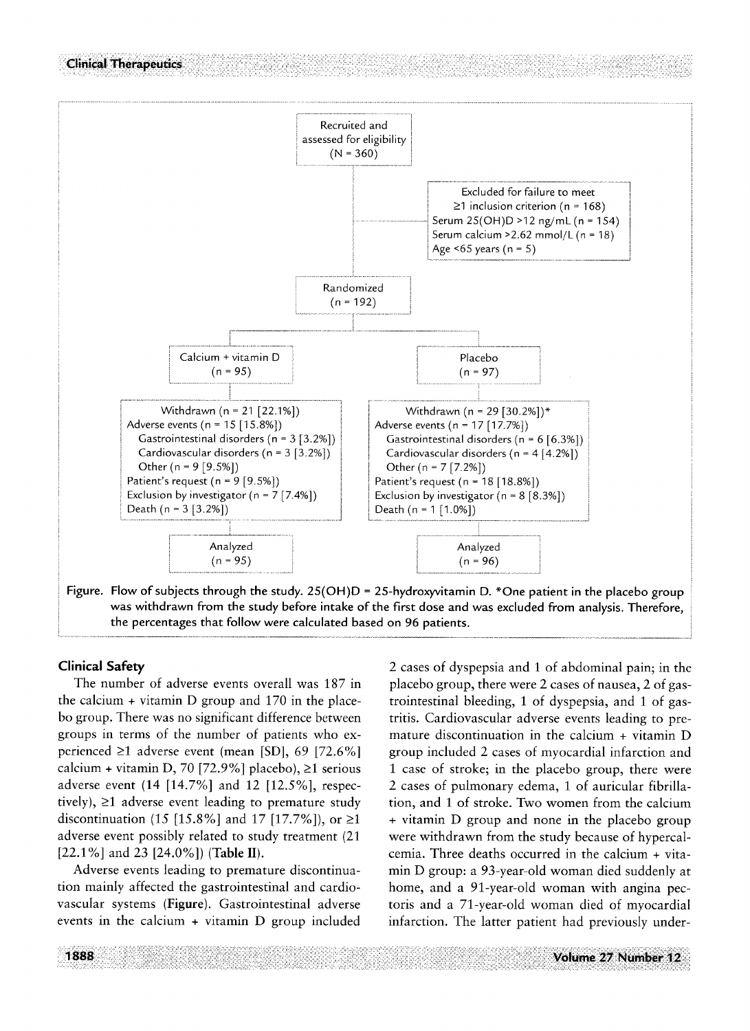Recruited and assessed for eligibility (N = 360)

Excluded for failure to meet ≥1 inclusion criterion (n = 168)
Serum 25(OH)D >12 ng/mL (n = 154)
Serum calcium >2.62 mmol/L (n = 18)
Age <65 years (n = 5)

Randomized (n = 192)

| Calcium + vitamin D (n = 95) | Placebo (n = 97) |
|---|---|
| Withdrawn (n = 21 [22.1%]) | Withdrawn (n = 29 [30.2%])* |
| Adverse events (n = 15 [15.8%]) | Adverse events (n = 17 [17.7%]) |
| Gastrointestinal disorders (n = 3 [3.2%]) | Gastrointestinal disorders (n = 6 [6.3%]) |
| Cardiovascular disorders (n = 3 [3.2%]) | Cardiovascular disorders (n = 4 [4.2%]) |
| Other (n = 9 [9.5%]) | Other (n = 7 [7.2%]) |
| Patient's request (n = 9 [9.5%]) | Patient's request (n = 18 [18.8%]) |
| Exclusion by investigator (n = 7 [7.4%]) | Exclusion by investigator (n = 8 [8.3%]) |
| Death (n = 3 [3.2%]) | Death (n = 1 [1.0%]) |
| Analyzed (n = 95) | Analyzed (n = 96) |

**Figure. Flow of subjects through the study. 25(OH)D = 25-hydroxyvitamin D. *One patient in the placebo group was withdrawn from the study before intake of the first dose and was excluded from analysis. Therefore, the percentages that follow were calculated based on 96 patients.**

### Clinical Safety

The number of adverse events overall was 187 in the calcium + vitamin D group and 170 in the placebo group. There was no significant difference between groups in terms of the number of patients who experienced ≥1 adverse event (mean [SD], 69 [72.6%] calcium + vitamin D, 70 [72.9%] placebo), ≥1 serious adverse event (14 [14.7%] and 12 [12.5%], respectively), ≥1 adverse event leading to premature study discontinuation (15 [15.8%] and 17 [17.7%]), or ≥1 adverse event possibly related to study treatment (21 [22.1%] and 23 [24.0%]) (**Table II**).

Adverse events leading to premature discontinuation mainly affected the gastrointestinal and cardiovascular systems (**Figure**). Gastrointestinal adverse events in the calcium + vitamin D group included 2 cases of dyspepsia and 1 of abdominal pain; in the placebo group, there were 2 cases of nausea, 2 of gastrointestinal bleeding, 1 of dyspepsia, and 1 of gastritis. Cardiovascular adverse events leading to premature discontinuation in the calcium + vitamin D group included 2 cases of myocardial infarction and 1 case of stroke; in the placebo group, there were 2 cases of pulmonary edema, 1 of auricular fibrillation, and 1 of stroke. Two women from the calcium + vitamin D group and none in the placebo group were withdrawn from the study because of hypercalcemia. Three deaths occurred in the calcium + vitamin D group: a 93-year-old woman died suddenly at home, and a 91-year-old woman with angina pectoris and a 71-year-old woman died of myocardial infarction. The latter patient had previously under-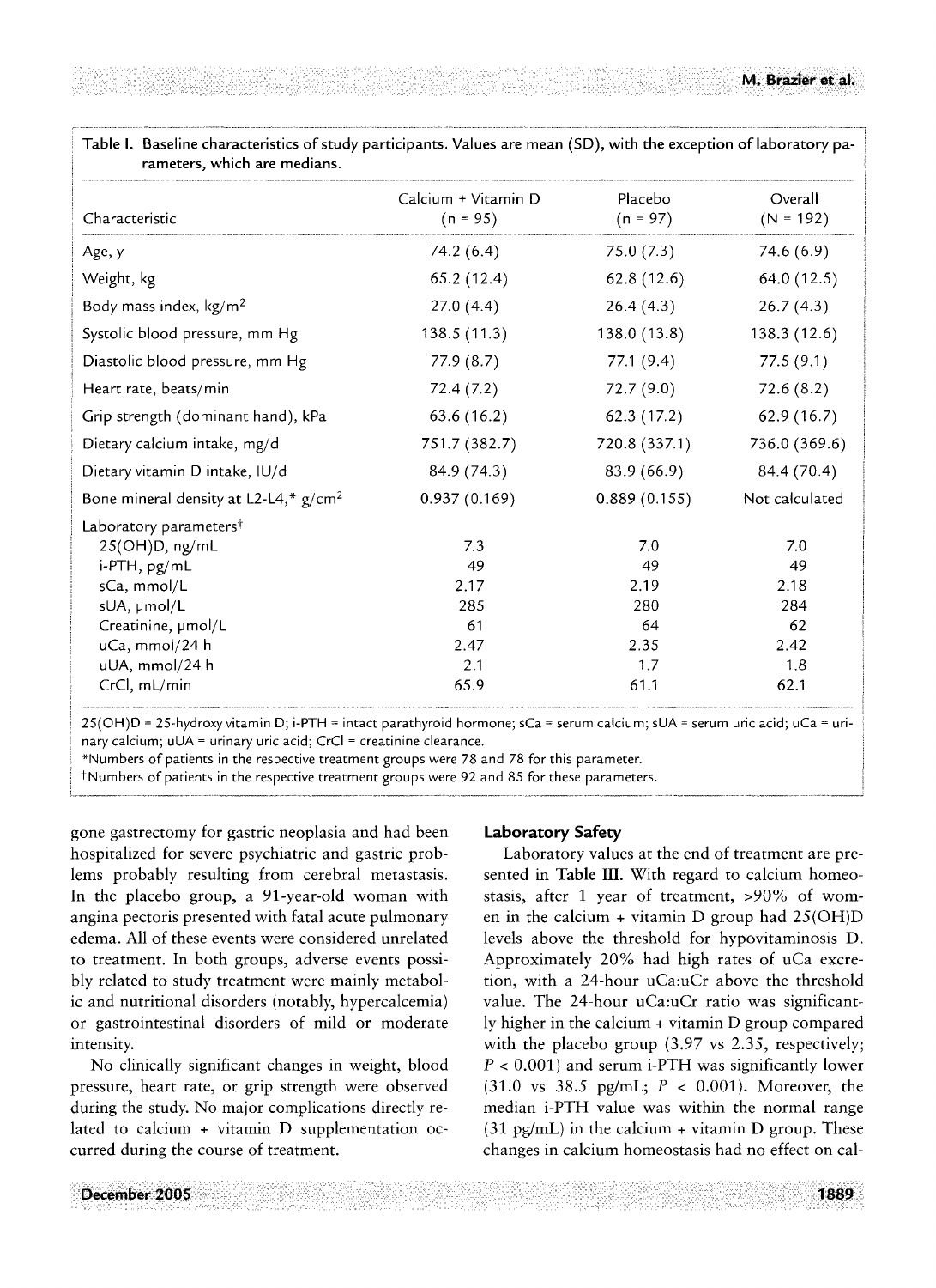Table I. Baseline characteristics of study participants. Values are mean (SD), with the exception of laboratory parameters, which are medians.

| Characteristic | Calcium + Vitamin D (n = 95) | Placebo (n = 97) | Overall (N = 192) |
|---|---|---|---|
| Age, y | 74.2 (6.4) | 75.0 (7.3) | 74.6 (6.9) |
| Weight, kg | 65.2 (12.4) | 62.8 (12.6) | 64.0 (12.5) |
| Body mass index, kg/m$^2$ | 27.0 (4.4) | 26.4 (4.3) | 26.7 (4.3) |
| Systolic blood pressure, mm Hg | 138.5 (11.3) | 138.0 (13.8) | 138.3 (12.6) |
| Diastolic blood pressure, mm Hg | 77.9 (8.7) | 77.1 (9.4) | 77.5 (9.1) |
| Heart rate, beats/min | 72.4 (7.2) | 72.7 (9.0) | 72.6 (8.2) |
| Grip strength (dominant hand), kPa | 63.6 (16.2) | 62.3 (17.2) | 62.9 (16.7) |
| Dietary calcium intake, mg/d | 751.7 (382.7) | 720.8 (337.1) | 736.0 (369.6) |
| Dietary vitamin D intake, IU/d | 84.9 (74.3) | 83.9 (66.9) | 84.4 (70.4) |
| Bone mineral density at L2-L4,* g/cm$^2$ | 0.937 (0.169) | 0.889 (0.155) | Not calculated |
| Laboratory parameters† | | | |
| 25(OH)D, ng/mL | 7.3 | 7.0 | 7.0 |
| i-PTH, pg/mL | 49 | 49 | 49 |
| sCa, mmol/L | 2.17 | 2.19 | 2.18 |
| sUA, µmol/L | 285 | 280 | 284 |
| Creatinine, µmol/L | 61 | 64 | 62 |
| uCa, mmol/24 h | 2.47 | 2.35 | 2.42 |
| uUA, mmol/24 h | 2.1 | 1.7 | 1.8 |
| CrCl, mL/min | 65.9 | 61.1 | 62.1 |

25(OH)D = 25-hydroxy vitamin D; i-PTH = intact parathyroid hormone; sCa = serum calcium; sUA = serum uric acid; uCa = urinary calcium; uUA = urinary uric acid; CrCl = creatinine clearance.

*Numbers of patients in the respective treatment groups were 78 and 78 for this parameter.

†Numbers of patients in the respective treatment groups were 92 and 85 for these parameters.

gone gastrectomy for gastric neoplasia and had been hospitalized for severe psychiatric and gastric problems probably resulting from cerebral metastasis. In the placebo group, a 91-year-old woman with angina pectoris presented with fatal acute pulmonary edema. All of these events were considered unrelated to treatment. In both groups, adverse events possibly related to study treatment were mainly metabolic and nutritional disorders (notably, hypercalcemia) or gastrointestinal disorders of mild or moderate intensity.

No clinically significant changes in weight, blood pressure, heart rate, or grip strength were observed during the study. No major complications directly related to calcium + vitamin D supplementation occurred during the course of treatment.

### Laboratory Safety

Laboratory values at the end of treatment are presented in **Table III**. With regard to calcium homeostasis, after 1 year of treatment, >90% of women in the calcium + vitamin D group had 25(OH)D levels above the threshold for hypovitaminosis D. Approximately 20% had high rates of uCa excretion, with a 24-hour uCa:uCr above the threshold value. The 24-hour uCa:uCr ratio was significantly higher in the calcium + vitamin D group compared with the placebo group (3.97 vs 2.35, respectively; $P < 0.001$) and serum i-PTH was significantly lower (31.0 vs 38.5 pg/mL; $P < 0.001$). Moreover, the median i-PTH value was within the normal range (31 pg/mL) in the calcium + vitamin D group. These changes in calcium homeostasis had no effect on cal-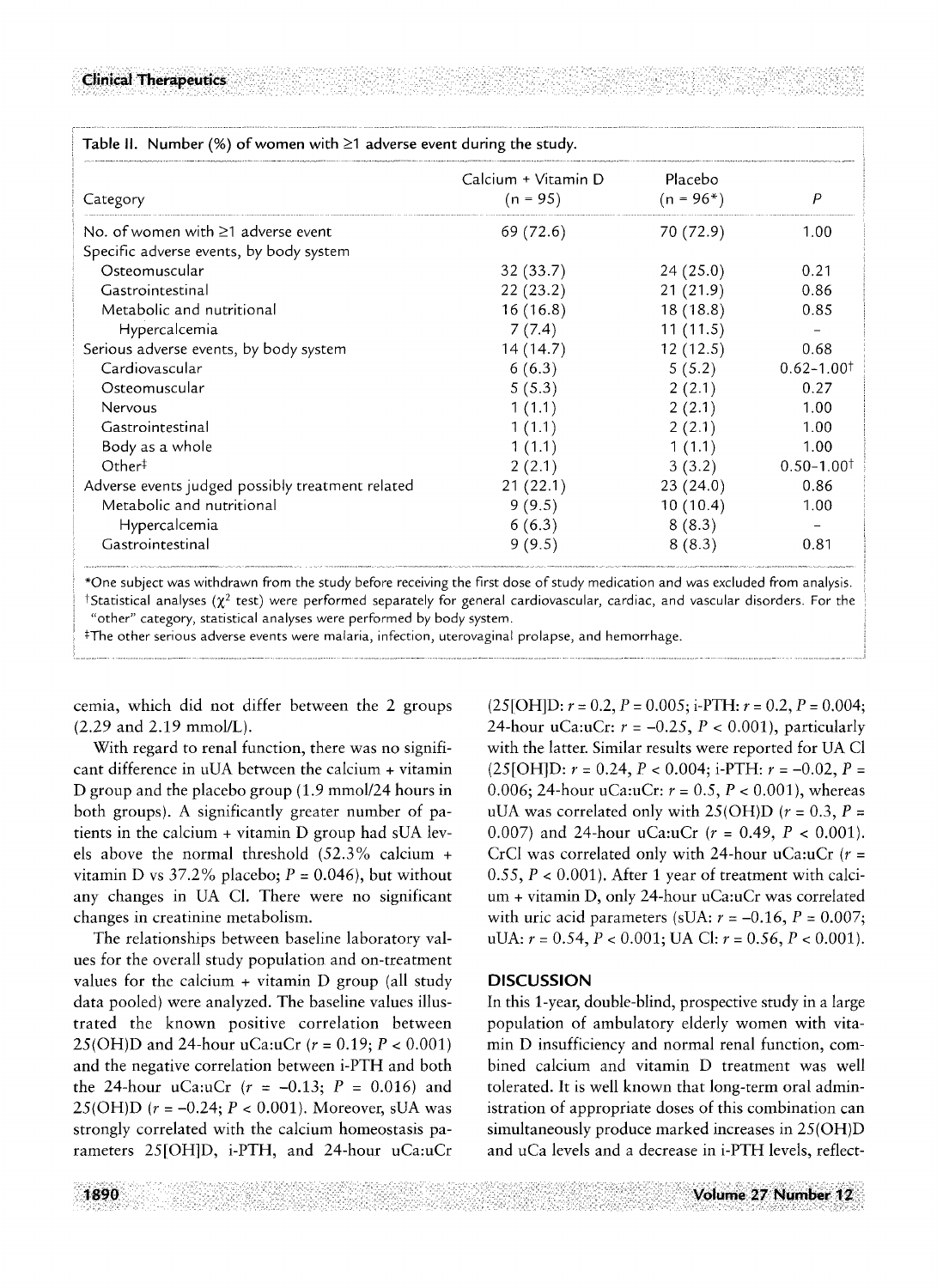Table II. Number (%) of women with ≥1 adverse event during the study.

| Category | Calcium + Vitamin D (n = 95) | Placebo (n = 96*) | P |
|---|---|---|---|
| No. of women with ≥1 adverse event | 69 (72.6) | 70 (72.9) | 1.00 |
| Specific adverse events, by body system | | | |
| Osteomuscular | 32 (33.7) | 24 (25.0) | 0.21 |
| Gastrointestinal | 22 (23.2) | 21 (21.9) | 0.86 |
| Metabolic and nutritional | 16 (16.8) | 18 (18.8) | 0.85 |
| Hypercalcemia | 7 (7.4) | 11 (11.5) | – |
| Serious adverse events, by body system | 14 (14.7) | 12 (12.5) | 0.68 |
| Cardiovascular | 6 (6.3) | 5 (5.2) | 0.62–1.00† |
| Osteomuscular | 5 (5.3) | 2 (2.1) | 0.27 |
| Nervous | 1 (1.1) | 2 (2.1) | 1.00 |
| Gastrointestinal | 1 (1.1) | 2 (2.1) | 1.00 |
| Body as a whole | 1 (1.1) | 1 (1.1) | 1.00 |
| Other‡ | 2 (2.1) | 3 (3.2) | 0.50–1.00† |
| Adverse events judged possibly treatment related | 21 (22.1) | 23 (24.0) | 0.86 |
| Metabolic and nutritional | 9 (9.5) | 10 (10.4) | 1.00 |
| Hypercalcemia | 6 (6.3) | 8 (8.3) | – |
| Gastrointestinal | 9 (9.5) | 8 (8.3) | 0.81 |

*One subject was withdrawn from the study before receiving the first dose of study medication and was excluded from analysis.
†Statistical analyses ($\chi^2$ test) were performed separately for general cardiovascular, cardiac, and vascular disorders. For the "other" category, statistical analyses were performed by body system.
‡The other serious adverse events were malaria, infection, uterovaginal prolapse, and hemorrhage.

cemia, which did not differ between the 2 groups (2.29 and 2.19 mmol/L).

With regard to renal function, there was no significant difference in uUA between the calcium + vitamin D group and the placebo group (1.9 mmol/24 hours in both groups). A significantly greater number of patients in the calcium + vitamin D group had sUA levels above the normal threshold (52.3% calcium + vitamin D vs 37.2% placebo; $P = 0.046$), but without any changes in UA Cl. There were no significant changes in creatinine metabolism.

The relationships between baseline laboratory values for the overall study population and on-treatment values for the calcium + vitamin D group (all study data pooled) were analyzed. The baseline values illustrated the known positive correlation between 25(OH)D and 24-hour uCa:uCr ($r = 0.19$; $P < 0.001$) and the negative correlation between i-PTH and both the 24-hour uCa:uCr ($r = -0.13$; $P = 0.016$) and 25(OH)D ($r = -0.24$; $P < 0.001$). Moreover, sUA was strongly correlated with the calcium homeostasis parameters 25[OH]D, i-PTH, and 24-hour uCa:uCr (25[OH]D: $r = 0.2$, $P = 0.005$; i-PTH: $r = 0.2$, $P = 0.004$; 24-hour uCa:uCr: $r = -0.25$, $P < 0.001$), particularly with the latter. Similar results were reported for UA Cl (25[OH]D: $r = 0.24$, $P < 0.004$; i-PTH: $r = -0.02$, $P = 0.006$; 24-hour uCa:uCr: $r = 0.5$, $P < 0.001$), whereas uUA was correlated only with 25(OH)D ($r = 0.3$, $P = 0.007$) and 24-hour uCa:uCr ($r = 0.49$, $P < 0.001$). CrCl was correlated only with 24-hour uCa:uCr ($r = 0.55$, $P < 0.001$). After 1 year of treatment with calcium + vitamin D, only 24-hour uCa:uCr was correlated with uric acid parameters (sUA: $r = -0.16$, $P = 0.007$; uUA: $r = 0.54$, $P < 0.001$; UA Cl: $r = 0.56$, $P < 0.001$).

## DISCUSSION

In this 1-year, double-blind, prospective study in a large population of ambulatory elderly women with vitamin D insufficiency and normal renal function, combined calcium and vitamin D treatment was well tolerated. It is well known that long-term oral administration of appropriate doses of this combination can simultaneously produce marked increases in 25(OH)D and uCa levels and a decrease in i-PTH levels, reflect-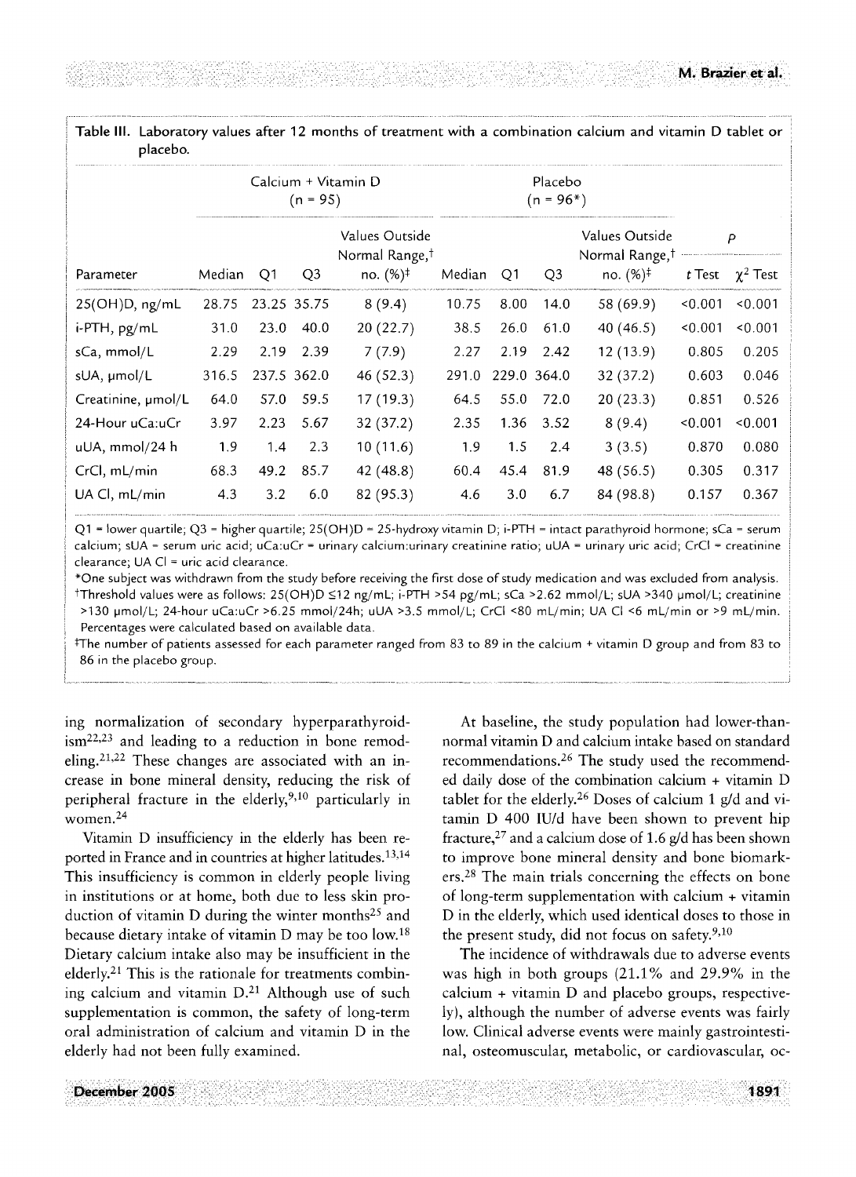**Table III.** Laboratory values after 12 months of treatment with a combination calcium and vitamin D tablet or placebo.

| | Calcium + Vitamin D (n = 95) | | | | Placebo (n = 96*) | | | | *P* | |
|---|---|---|---|---|---|---|---|---|---|---|
| Parameter | Median | Q1 | Q3 | Values Outside Normal Range,† no. (%)‡ | Median | Q1 | Q3 | Values Outside Normal Range,† no. (%)‡ | *t* Test | $\chi^2$ Test |
| 25(OH)D, ng/mL | 28.75 | 23.25 | 35.75 | 8 (9.4) | 10.75 | 8.00 | 14.0 | 58 (69.9) | <0.001 | <0.001 |
| i-PTH, pg/mL | 31.0 | 23.0 | 40.0 | 20 (22.7) | 38.5 | 26.0 | 61.0 | 40 (46.5) | <0.001 | <0.001 |
| sCa, mmol/L | 2.29 | 2.19 | 2.39 | 7 (7.9) | 2.27 | 2.19 | 2.42 | 12 (13.9) | 0.805 | 0.205 |
| sUA, µmol/L | 316.5 | 237.5 | 362.0 | 46 (52.3) | 291.0 | 229.0 | 364.0 | 32 (37.2) | 0.603 | 0.046 |
| Creatinine, µmol/L | 64.0 | 57.0 | 59.5 | 17 (19.3) | 64.5 | 55.0 | 72.0 | 20 (23.3) | 0.851 | 0.526 |
| 24-Hour uCa:uCr | 3.97 | 2.23 | 5.67 | 32 (37.2) | 2.35 | 1.36 | 3.52 | 8 (9.4) | <0.001 | <0.001 |
| uUA, mmol/24 h | 1.9 | 1.4 | 2.3 | 10 (11.6) | 1.9 | 1.5 | 2.4 | 3 (3.5) | 0.870 | 0.080 |
| CrCl, mL/min | 68.3 | 49.2 | 85.7 | 42 (48.8) | 60.4 | 45.4 | 81.9 | 48 (56.5) | 0.305 | 0.317 |
| UA Cl, mL/min | 4.3 | 3.2 | 6.0 | 82 (95.3) | 4.6 | 3.0 | 6.7 | 84 (98.8) | 0.157 | 0.367 |

Q1 = lower quartile; Q3 = higher quartile; 25(OH)D = 25-hydroxy vitamin D; i-PTH = intact parathyroid hormone; sCa = serum calcium; sUA = serum uric acid; uCa:uCr = urinary calcium:urinary creatinine ratio; uUA = urinary uric acid; CrCl = creatinine clearance; UA Cl = uric acid clearance.

*One subject was withdrawn from the study before receiving the first dose of study medication and was excluded from analysis.

†Threshold values were as follows: 25(OH)D ≤12 ng/mL; i-PTH >54 pg/mL; sCa >2.62 mmol/L; sUA >340 µmol/L; creatinine >130 µmol/L; 24-hour uCa:uCr >6.25 mmol/24h; uUA >3.5 mmol/L; CrCl <80 mL/min; UA Cl <6 mL/min or >9 mL/min. Percentages were calculated based on available data.

‡The number of patients assessed for each parameter ranged from 83 to 89 in the calcium + vitamin D group and from 83 to 86 in the placebo group.

ing normalization of secondary hyperparathyroidism[22,23] and leading to a reduction in bone remodeling.[21,22] These changes are associated with an increase in bone mineral density, reducing the risk of peripheral fracture in the elderly,[9,10] particularly in women.[24]

Vitamin D insufficiency in the elderly has been reported in France and in countries at higher latitudes.[13,14] This insufficiency is common in elderly people living in institutions or at home, both due to less skin production of vitamin D during the winter months[25] and because dietary intake of vitamin D may be too low.[18] Dietary calcium intake also may be insufficient in the elderly.[21] This is the rationale for treatments combining calcium and vitamin D.[21] Although use of such supplementation is common, the safety of long-term oral administration of calcium and vitamin D in the elderly had not been fully examined.

At baseline, the study population had lower-than-normal vitamin D and calcium intake based on standard recommendations.[26] The study used the recommended daily dose of the combination calcium + vitamin D tablet for the elderly.[26] Doses of calcium 1 g/d and vitamin D 400 IU/d have been shown to prevent hip fracture,[27] and a calcium dose of 1.6 g/d has been shown to improve bone mineral density and bone biomarkers.[28] The main trials concerning the effects on bone of long-term supplementation with calcium + vitamin D in the elderly, which used identical doses to those in the present study, did not focus on safety.[9,10]

The incidence of withdrawals due to adverse events was high in both groups (21.1% and 29.9% in the calcium + vitamin D and placebo groups, respectively), although the number of adverse events was fairly low. Clinical adverse events were mainly gastrointestinal, osteomuscular, metabolic, or cardiovascular, oc-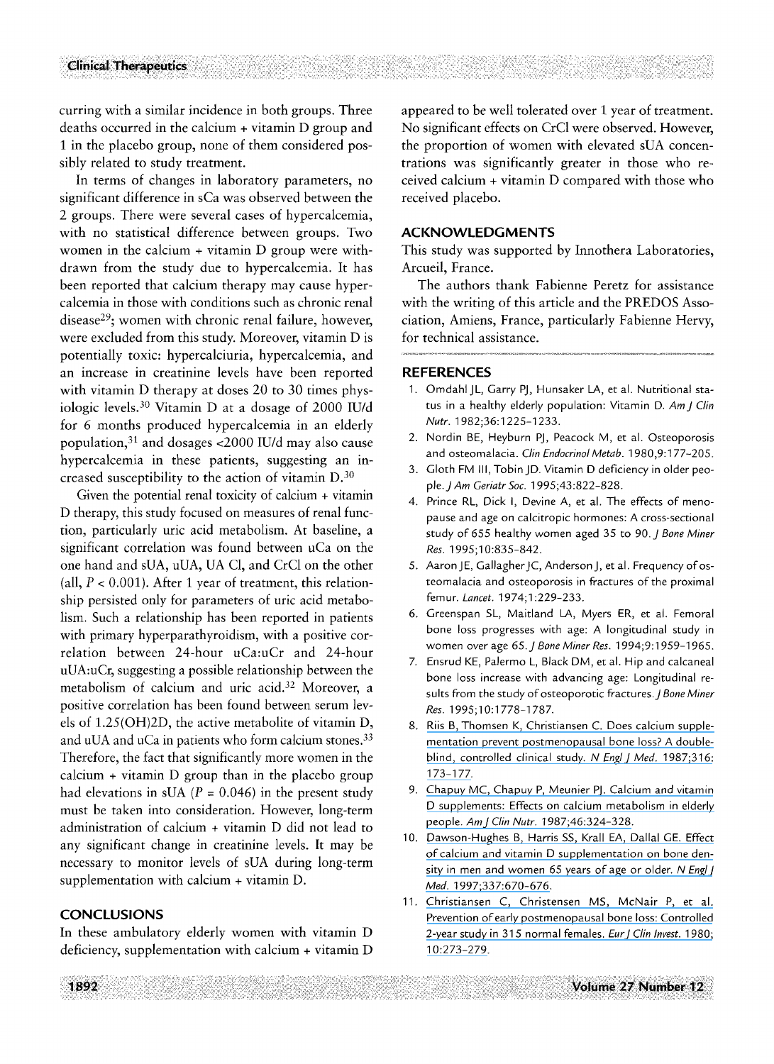curring with a similar incidence in both groups. Three deaths occurred in the calcium + vitamin D group and 1 in the placebo group, none of them considered possibly related to study treatment.

In terms of changes in laboratory parameters, no significant difference in sCa was observed between the 2 groups. There were several cases of hypercalcemia, with no statistical difference between groups. Two women in the calcium + vitamin D group were withdrawn from the study due to hypercalcemia. It has been reported that calcium therapy may cause hypercalcemia in those with conditions such as chronic renal disease[29]; women with chronic renal failure, however, were excluded from this study. Moreover, vitamin D is potentially toxic: hypercalciuria, hypercalcemia, and an increase in creatinine levels have been reported with vitamin D therapy at doses 20 to 30 times physiologic levels.[30] Vitamin D at a dosage of 2000 IU/d for 6 months produced hypercalcemia in an elderly population,[31] and dosages <2000 IU/d may also cause hypercalcemia in these patients, suggesting an increased susceptibility to the action of vitamin D.[30]

Given the potential renal toxicity of calcium + vitamin D therapy, this study focused on measures of renal function, particularly uric acid metabolism. At baseline, a significant correlation was found between uCa on the one hand and sUA, uUA, UA Cl, and CrCl on the other (all, $P < 0.001$). After 1 year of treatment, this relationship persisted only for parameters of uric acid metabolism. Such a relationship has been reported in patients with primary hyperparathyroidism, with a positive correlation between 24-hour uCa:uCr and 24-hour uUA:uCr, suggesting a possible relationship between the metabolism of calcium and uric acid.[32] Moreover, a positive correlation has been found between serum levels of 1.25(OH)2D, the active metabolite of vitamin D, and uUA and uCa in patients who form calcium stones.[33] Therefore, the fact that significantly more women in the calcium + vitamin D group than in the placebo group had elevations in sUA ($P = 0.046$) in the present study must be taken into consideration. However, long-term administration of calcium + vitamin D did not lead to any significant change in creatinine levels. It may be necessary to monitor levels of sUA during long-term supplementation with calcium + vitamin D.

## CONCLUSIONS

In these ambulatory elderly women with vitamin D deficiency, supplementation with calcium + vitamin D appeared to be well tolerated over 1 year of treatment. No significant effects on CrCl were observed. However, the proportion of women with elevated sUA concentrations was significantly greater in those who received calcium + vitamin D compared with those who received placebo.

## ACKNOWLEDGMENTS

This study was supported by Innothera Laboratories, Arcueil, France.

The authors thank Fabienne Peretz for assistance with the writing of this article and the PREDOS Association, Amiens, France, particularly Fabienne Hervy, for technical assistance.

## REFERENCES

1. Omdahl JL, Garry PJ, Hunsaker LA, et al. Nutritional status in a healthy elderly population: Vitamin D. *Am J Clin Nutr.* 1982;36:1225–1233.
2. Nordin BE, Heyburn PJ, Peacock M, et al. Osteoporosis and osteomalacia. *Clin Endocrinol Metab.* 1980,9:177–205.
3. Gloth FM III, Tobin JD. Vitamin D deficiency in older people. *J Am Geriatr Soc.* 1995;43:822–828.
4. Prince RL, Dick I, Devine A, et al. The effects of menopause and age on calcitropic hormones: A cross-sectional study of 655 healthy women aged 35 to 90. *J Bone Miner Res.* 1995;10:835–842.
5. Aaron JE, Gallagher JC, Anderson J, et al. Frequency of osteomalacia and osteoporosis in fractures of the proximal femur. *Lancet.* 1974;1:229–233.
6. Greenspan SL, Maitland LA, Myers ER, et al. Femoral bone loss progresses with age: A longitudinal study in women over age 65. *J Bone Miner Res.* 1994;9:1959–1965.
7. Ensrud KE, Palermo L, Black DM, et al. Hip and calcaneal bone loss increase with advancing age: Longitudinal results from the study of osteoporotic fractures. *J Bone Miner Res.* 1995;10:1778–1787.
8. Riis B, Thomsen K, Christiansen C. Does calcium supplementation prevent postmenopausal bone loss? A double-blind, controlled clinical study. *N Engl J Med.* 1987;316:173–177.
9. Chapuy MC, Chapuy P, Meunier PJ. Calcium and vitamin D supplements: Effects on calcium metabolism in elderly people. *Am J Clin Nutr.* 1987;46:324–328.
10. Dawson-Hughes B, Harris SS, Krall EA, Dallal GE. Effect of calcium and vitamin D supplementation on bone density in men and women 65 years of age or older. *N Engl J Med.* 1997;337:670–676.
11. Christiansen C, Christensen MS, McNair P, et al. Prevention of early postmenopausal bone loss: Controlled 2-year study in 315 normal females. *Eur J Clin Invest.* 1980;10:273–279.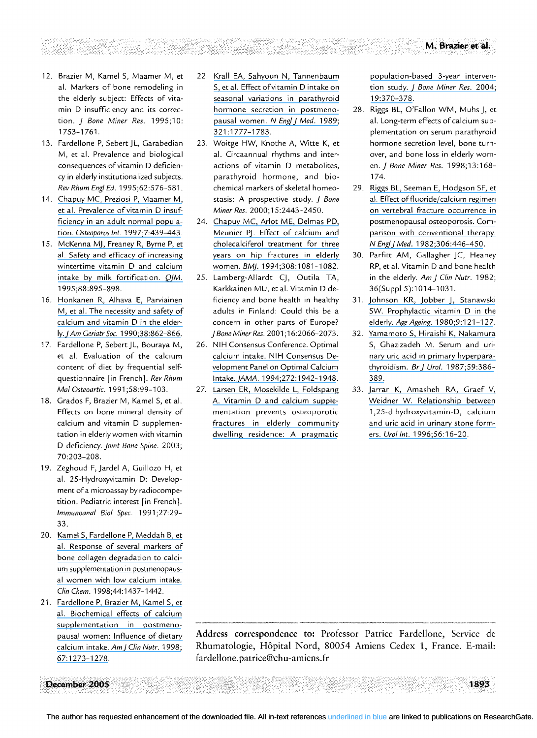12. Brazier M, Kamel S, Maamer M, et al. Markers of bone remodeling in the elderly subject: Effects of vitamin D insufficiency and its correction. *J Bone Miner Res*. 1995;10:1753–1761.
13. Fardellone P, Sebert JL, Garabedian M, et al. Prevalence and biological consequences of vitamin D deficiency in elderly institutionalized subjects. *Rev Rhum Engl Ed*. 1995;62:576–581.
14. Chapuy MC, Preziosi P, Maamer M, et al. Prevalence of vitamin D insufficiency in an adult normal population. *Osteoporos Int*. 1997;7:439–443.
15. McKenna MJ, Freaney R, Byrne P, et al. Safety and efficacy of increasing wintertime vitamin D and calcium intake by milk fortification. *QJM*. 1995;88:895–898.
16. Honkanen R, Alhava E, Parviainen M, et al. The necessity and safety of calcium and vitamin D in the elderly. *J Am Geriatr Soc*. 1990;38:862–866.
17. Fardellone P, Sebert JL, Bouraya M, et al. Evaluation of the calcium content of diet by frequential self-questionnaire [in French]. *Rev Rhum Mal Osteoartic*. 1991;58:99–103.
18. Grados F, Brazier M, Kamel S, et al. Effects on bone mineral density of calcium and vitamin D supplementation in elderly women with vitamin D deficiency. *Joint Bone Spine*. 2003;70:203–208.
19. Zeghoud F, Jardel A, Guillozo H, et al. 25-Hydroxyvitamin D: Development of a microassay by radiocompetition. Pediatric interest [in French]. *Immunoanal Biol Spec*. 1991;27:29–33.
20. Kamel S, Fardellone P, Meddah B, et al. Response of several markers of bone collagen degradation to calcium supplementation in postmenopausal women with low calcium intake. *Clin Chem*. 1998;44:1437–1442.
21. Fardellone P, Brazier M, Kamel S, et al. Biochemical effects of calcium supplementation in postmenopausal women: Influence of dietary calcium intake. *Am J Clin Nutr*. 1998;67:1273–1278.
22. Krall EA, Sahyoun N, Tannenbaum S, et al. Effect of vitamin D intake on seasonal variations in parathyroid hormone secretion in postmenopausal women. *N Engl J Med*. 1989;321:1777–1783.
23. Woitge HW, Knothe A, Witte K, et al. Circaannual rhythms and interactions of vitamin D metabolites, parathyroid hormone, and biochemical markers of skeletal homeostasis: A prospective study. *J Bone Miner Res*. 2000;15:2443–2450.
24. Chapuy MC, Arlot ME, Delmas PD, Meunier PJ. Effect of calcium and cholecalciferol treatment for three years on hip fractures in elderly women. *BMJ*. 1994;308:1081–1082.
25. Lamberg-Allardt CJ, Outila TA, Karkkainen MU, et al. Vitamin D deficiency and bone health in healthy adults in Finland: Could this be a concern in other parts of Europe? *J Bone Miner Res*. 2001;16:2066–2073.
26. NIH Consensus Conference. Optimal calcium intake. NIH Consensus Development Panel on Optimal Calcium Intake. *JAMA*. 1994;272:1942–1948.
27. Larsen ER, Mosekilde L, Foldspang A. Vitamin D and calcium supplementation prevents osteoporotic fractures in elderly community dwelling residence: A pragmatic population-based 3-year intervention study. *J Bone Miner Res*. 2004;19:370–378.
28. Riggs BL, O'Fallon WM, Muhs J, et al. Long-term effects of calcium supplementation on serum parathyroid hormone secretion level, bone turnover, and bone loss in elderly women. *J Bone Miner Res*. 1998;13:168–174.
29. Riggs BL, Seeman E, Hodgson SF, et al. Effect of fluoride/calcium regimen on vertebral fracture occurrence in postmenopausal osteoporosis. Comparison with conventional therapy. *N Engl J Med*. 1982;306:446–450.
30. Parfitt AM, Gallagher JC, Heaney RP, et al. Vitamin D and bone health in the elderly. *Am J Clin Nutr*. 1982;36(Suppl 5):1014–1031.
31. Johnson KR, Jobber J, Stanawski SW. Prophylactic vitamin D in the elderly. *Age Ageing*. 1980;9:121–127.
32. Yamamoto S, Hiraishi K, Nakamura S, Ghazizadeh M. Serum and urinary uric acid in primary hyperparathyroidism. *Br J Urol*. 1987;59:386–389.
33. Jarrar K, Amasheh RA, Graef V, Weidner W. Relationship between 1,25-dihydroxyvitamin-D, calcium and uric acid in urinary stone formers. *Urol Int*. 1996;56:16–20.

**Address correspondence to:** Professor Patrice Fardellone, Service de Rhumatologie, Hôpital Nord, 80054 Amiens Cedex 1, France. E-mail: fardellone.patrice@chu-amiens.fr

The author has requested enhancement of the downloaded file. All in-text references underlined in blue are linked to publications on ResearchGate.